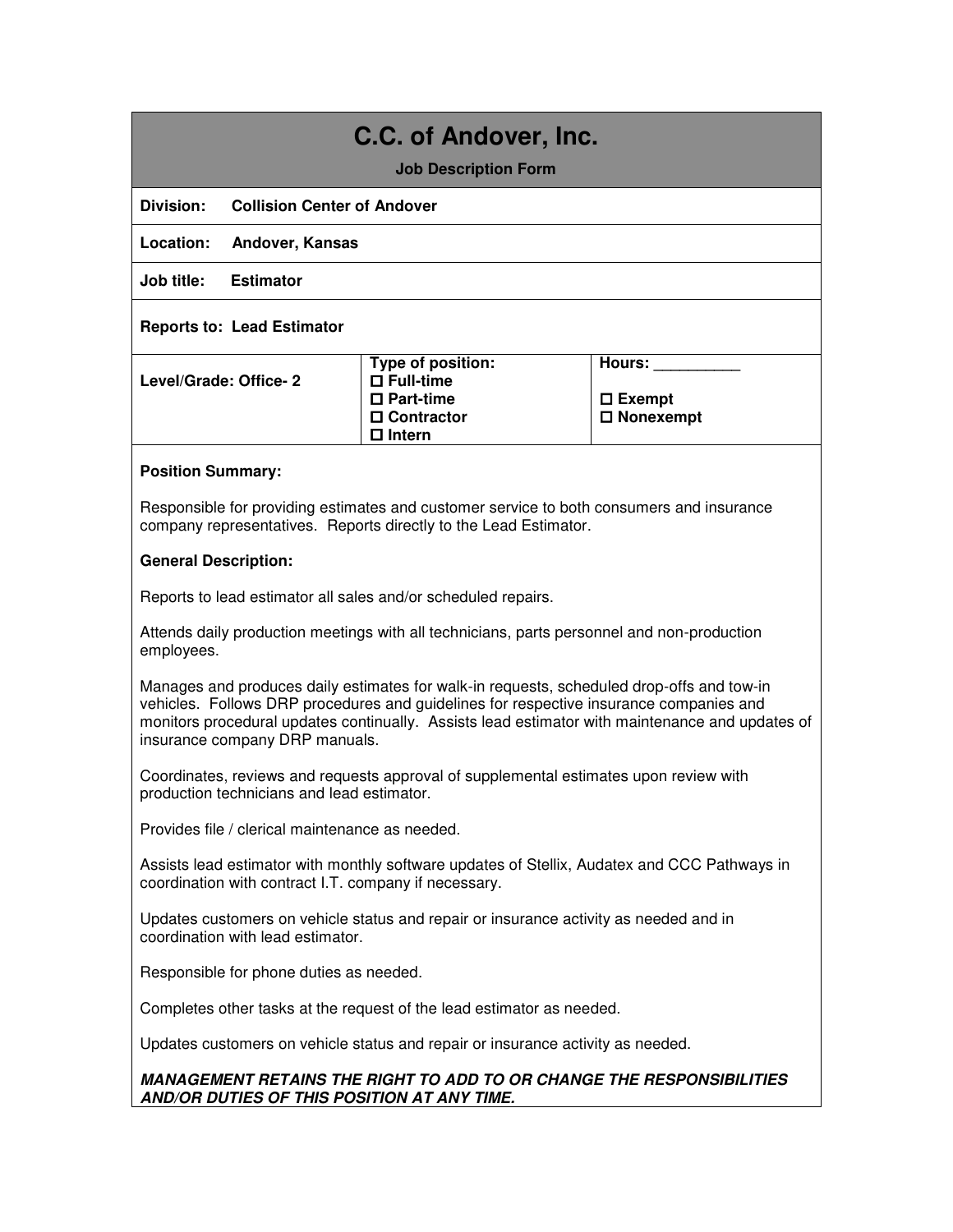# C.C. of Andover, Inc.

**Job Description Form**

**Division:** **Collision Center of Andover**

**Location:** **Andover, Kansas**

**Job title:** **Estimator**

**Reports to: Lead Estimator**

| | | |
|---|---|---|
| **Level/Grade: Office- 2** | **Type of position:**<br>☐ **Full-time**<br>☐ **Part-time**<br>☐ **Contractor**<br>☐ **Intern** | **Hours: __________**<br><br>☐ **Exempt**<br>☐ **Nonexempt** |

**Position Summary:**

Responsible for providing estimates and customer service to both consumers and insurance company representatives. Reports directly to the Lead Estimator.

**General Description:**

Reports to lead estimator all sales and/or scheduled repairs.

Attends daily production meetings with all technicians, parts personnel and non-production employees.

Manages and produces daily estimates for walk-in requests, scheduled drop-offs and tow-in vehicles. Follows DRP procedures and guidelines for respective insurance companies and monitors procedural updates continually. Assists lead estimator with maintenance and updates of insurance company DRP manuals.

Coordinates, reviews and requests approval of supplemental estimates upon review with production technicians and lead estimator.

Provides file / clerical maintenance as needed.

Assists lead estimator with monthly software updates of Stellix, Audatex and CCC Pathways in coordination with contract I.T. company if necessary.

Updates customers on vehicle status and repair or insurance activity as needed and in coordination with lead estimator.

Responsible for phone duties as needed.

Completes other tasks at the request of the lead estimator as needed.

Updates customers on vehicle status and repair or insurance activity as needed.

***MANAGEMENT RETAINS THE RIGHT TO ADD TO OR CHANGE THE RESPONSIBILITIES AND/OR DUTIES OF THIS POSITION AT ANY TIME.***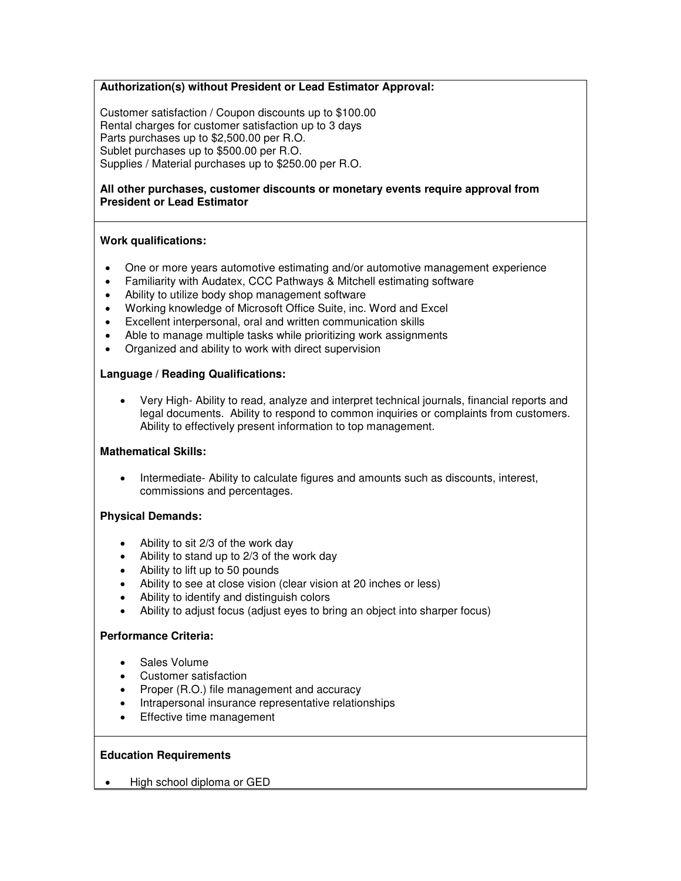**Authorization(s) without President or Lead Estimator Approval:**

Customer satisfaction / Coupon discounts up to $100.00
Rental charges for customer satisfaction up to 3 days
Parts purchases up to $2,500.00 per R.O.
Sublet purchases up to $500.00 per R.O.
Supplies / Material purchases up to $250.00 per R.O.

**All other purchases, customer discounts or monetary events require approval from President or Lead Estimator**

**Work qualifications:**

- One or more years automotive estimating and/or automotive management experience
- Familiarity with Audatex, CCC Pathways & Mitchell estimating software
- Ability to utilize body shop management software
- Working knowledge of Microsoft Office Suite, inc. Word and Excel
- Excellent interpersonal, oral and written communication skills
- Able to manage multiple tasks while prioritizing work assignments
- Organized and ability to work with direct supervision

**Language / Reading Qualifications:**

- Very High- Ability to read, analyze and interpret technical journals, financial reports and legal documents. Ability to respond to common inquiries or complaints from customers. Ability to effectively present information to top management.

**Mathematical Skills:**

- Intermediate- Ability to calculate figures and amounts such as discounts, interest, commissions and percentages.

**Physical Demands:**

- Ability to sit 2/3 of the work day
- Ability to stand up to 2/3 of the work day
- Ability to lift up to 50 pounds
- Ability to see at close vision (clear vision at 20 inches or less)
- Ability to identify and distinguish colors
- Ability to adjust focus (adjust eyes to bring an object into sharper focus)

**Performance Criteria:**

- Sales Volume
- Customer satisfaction
- Proper (R.O.) file management and accuracy
- Intrapersonal insurance representative relationships
- Effective time management

**Education Requirements**

- High school diploma or GED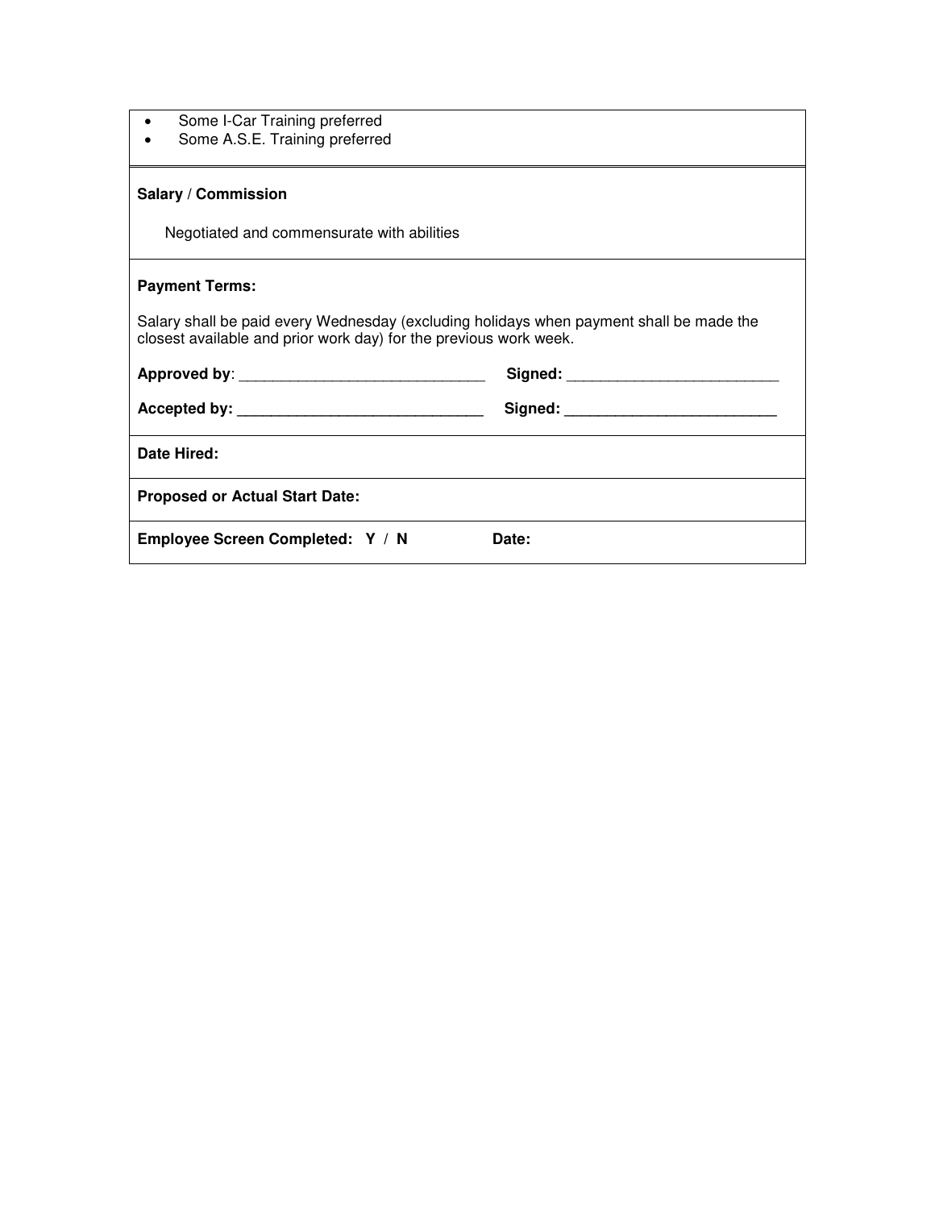- Some I-Car Training preferred
- Some A.S.E. Training preferred

**Salary / Commission**

Negotiated and commensurate with abilities

**Payment Terms:**

Salary shall be paid every Wednesday (excluding holidays when payment shall be made the closest available and prior work day) for the previous work week.

**Approved by**: _____________________________ **Signed:** _________________________

**Accepted by:** _____________________________ **Signed:** _________________________

**Date Hired:**

**Proposed or Actual Start Date:**

**Employee Screen Completed: Y / N** **Date:**